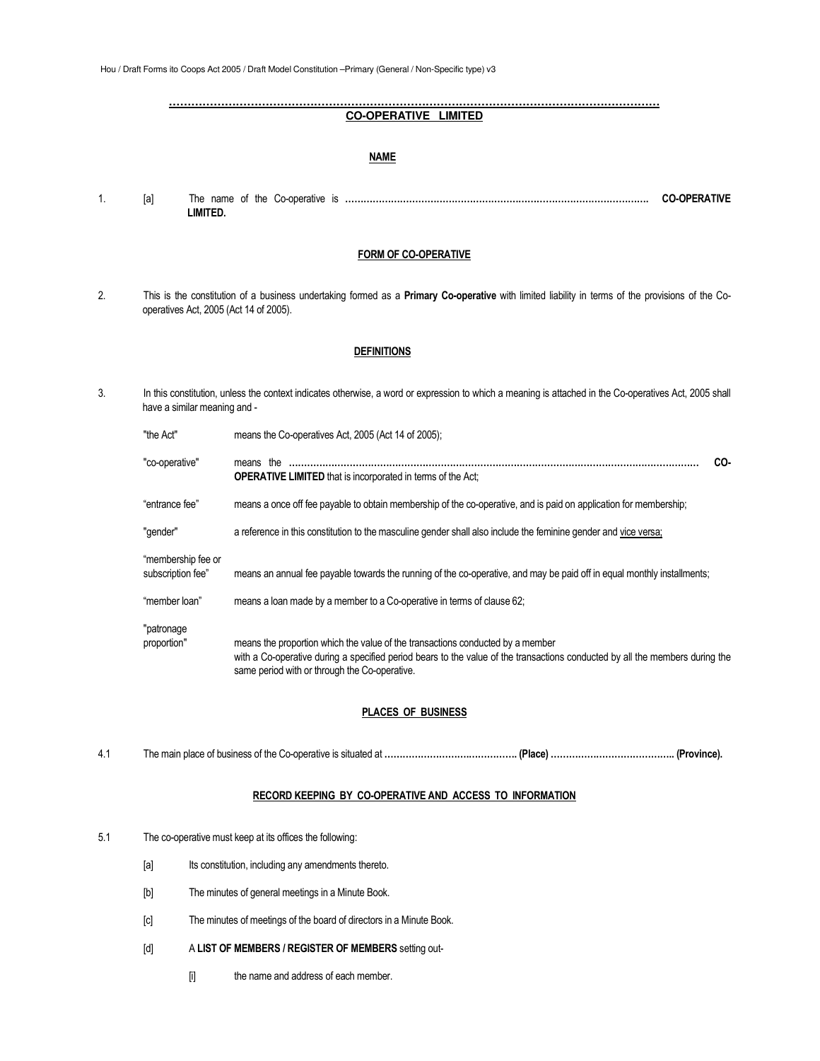**…………………………………………………………………………………………………………**
**CO-OPERATIVE LIMITED**

## NAME

1. [a] The name of the Co-operative is **………………………………………………………………………………………. CO-OPERATIVE LIMITED.**

## FORM OF CO-OPERATIVE

2. This is the constitution of a business undertaking formed as a **Primary Co-operative** with limited liability in terms of the provisions of the Co-operatives Act, 2005 (Act 14 of 2005).

## DEFINITIONS

3. In this constitution, unless the context indicates otherwise, a word or expression to which a meaning is attached in the Co-operatives Act, 2005 shall have a similar meaning and -

| | |
|---|---|
| "the Act" | means the Co-operatives Act, 2005 (Act 14 of 2005); |
| "co-operative" | means the **……………………………………………………………………………………………………………………… CO-OPERATIVE LIMITED** that is incorporated in terms of the Act; |
| "entrance fee" | means a once off fee payable to obtain membership of the co-operative, and is paid on application for membership; |
| "gender" | a reference in this constitution to the masculine gender shall also include the feminine gender and vice versa; |
| "membership fee or subscription fee" | means an annual fee payable towards the running of the co-operative, and may be paid off in equal monthly installments; |
| "member loan" | means a loan made by a member to a Co-operative in terms of clause 62; |
| "patronage proportion" | means the proportion which the value of the transactions conducted by a member with a Co-operative during a specified period bears to the value of the transactions conducted by all the members during the same period with or through the Co-operative. |

## PLACES OF BUSINESS

4.1 The main place of business of the Co-operative is situated at **……………………………………. (Place) ………………………………….. (Province).**

## RECORD KEEPING BY CO-OPERATIVE AND ACCESS TO INFORMATION

5.1 The co-operative must keep at its offices the following:

- [a] Its constitution, including any amendments thereto.
- [b] The minutes of general meetings in a Minute Book.
- [c] The minutes of meetings of the board of directors in a Minute Book.
- [d] A **LIST OF MEMBERS / REGISTER OF MEMBERS** setting out-
  - [i] the name and address of each member.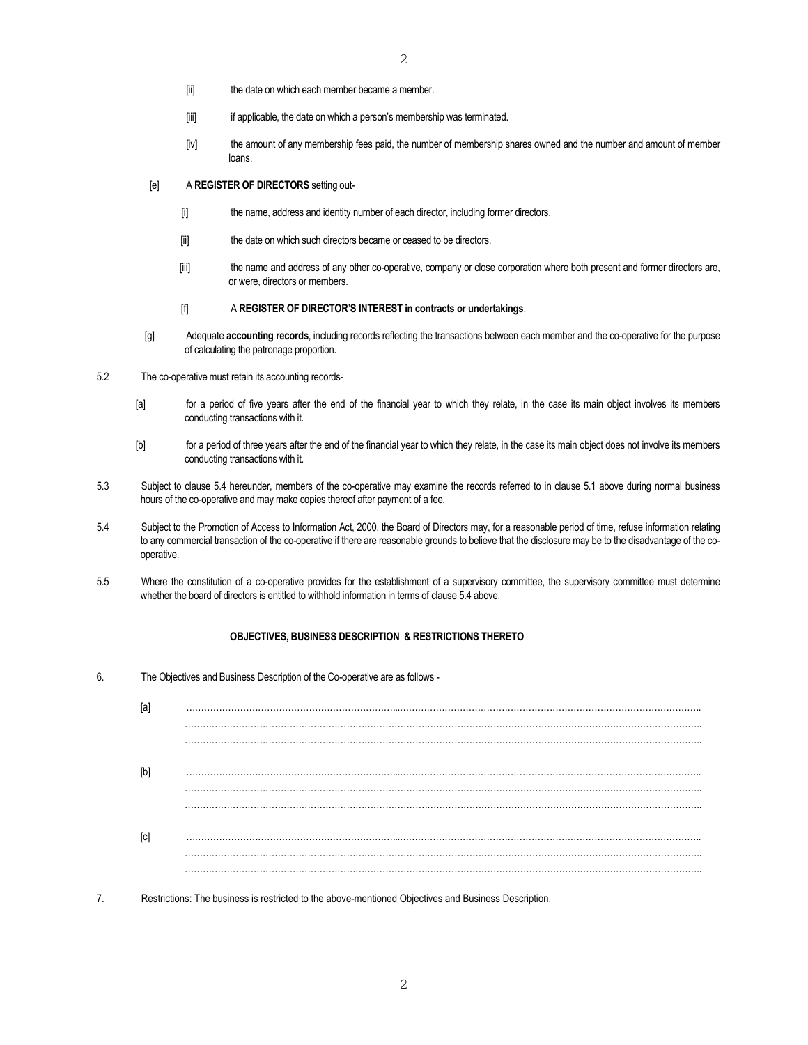[ii] the date on which each member became a member.

[iii] if applicable, the date on which a person's membership was terminated.

[iv] the amount of any membership fees paid, the number of membership shares owned and the number and amount of member loans.

[e] A **REGISTER OF DIRECTORS** setting out-

[i] the name, address and identity number of each director, including former directors.

[ii] the date on which such directors became or ceased to be directors.

[iii] the name and address of any other co-operative, company or close corporation where both present and former directors are, or were, directors or members.

[f] A **REGISTER OF DIRECTOR'S INTEREST in contracts or undertakings**.

[g] Adequate **accounting records**, including records reflecting the transactions between each member and the co-operative for the purpose of calculating the patronage proportion.

5.2 The co-operative must retain its accounting records-

[a] for a period of five years after the end of the financial year to which they relate, in the case its main object involves its members conducting transactions with it.

[b] for a period of three years after the end of the financial year to which they relate, in the case its main object does not involve its members conducting transactions with it.

5.3 Subject to clause 5.4 hereunder, members of the co-operative may examine the records referred to in clause 5.1 above during normal business hours of the co-operative and may make copies thereof after payment of a fee.

5.4 Subject to the Promotion of Access to Information Act, 2000, the Board of Directors may, for a reasonable period of time, refuse information relating to any commercial transaction of the co-operative if there are reasonable grounds to believe that the disclosure may be to the disadvantage of the co-operative.

5.5 Where the constitution of a co-operative provides for the establishment of a supervisory committee, the supervisory committee must determine whether the board of directors is entitled to withhold information in terms of clause 5.4 above.

**OBJECTIVES, BUSINESS DESCRIPTION & RESTRICTIONS THERETO**

6. The Objectives and Business Description of the Co-operative are as follows -

[a] ……………………………………………………………………………………………………………………………………………
……………………………………………………………………………………………………………………………………………
……………………………………………………………………………………………………………………………………………

[b] ……………………………………………………………………………………………………………………………………………
……………………………………………………………………………………………………………………………………………
……………………………………………………………………………………………………………………………………………

[c] ……………………………………………………………………………………………………………………………………………
……………………………………………………………………………………………………………………………………………
……………………………………………………………………………………………………………………………………………

7. Restrictions: The business is restricted to the above-mentioned Objectives and Business Description.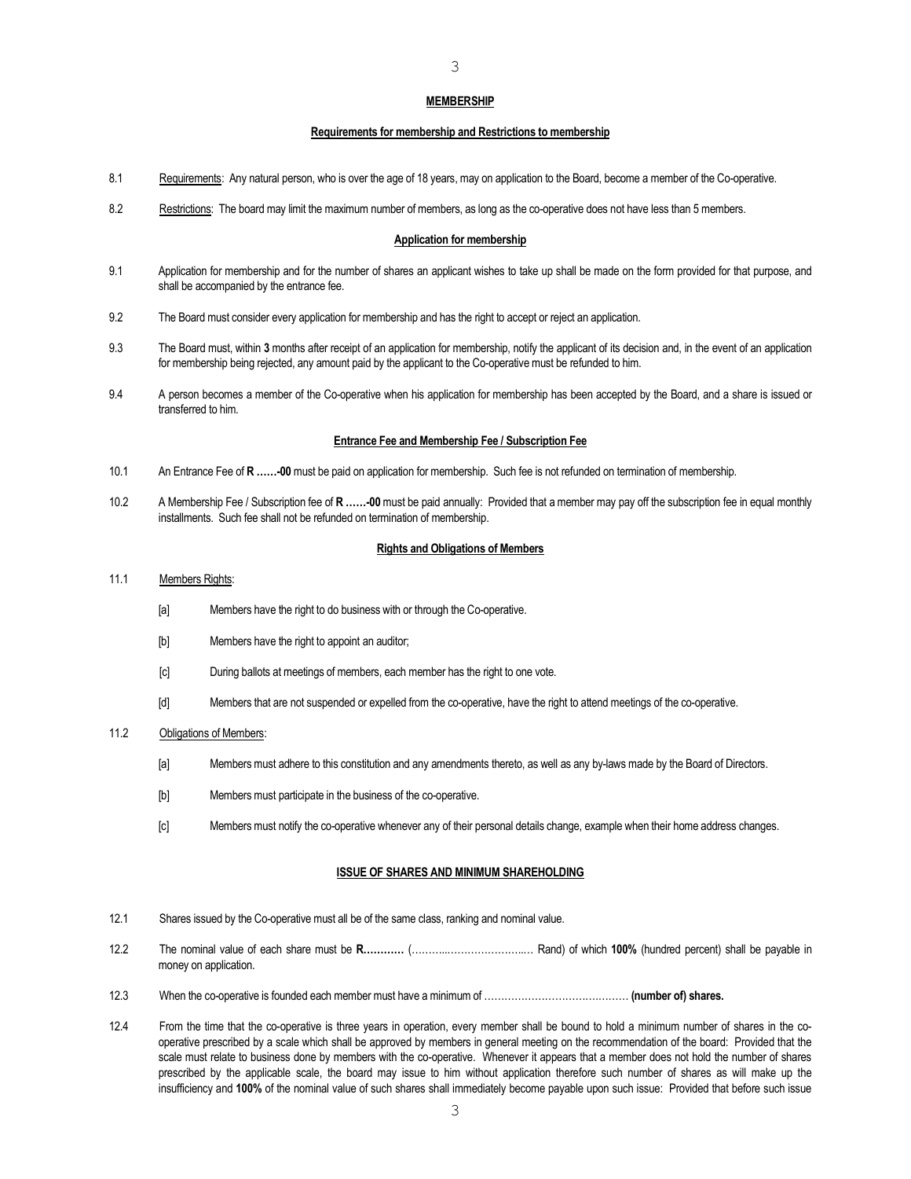## MEMBERSHIP

### Requirements for membership and Restrictions to membership

8.1 Requirements: Any natural person, who is over the age of 18 years, may on application to the Board, become a member of the Co-operative.

8.2 Restrictions: The board may limit the maximum number of members, as long as the co-operative does not have less than 5 members.

### Application for membership

9.1 Application for membership and for the number of shares an applicant wishes to take up shall be made on the form provided for that purpose, and shall be accompanied by the entrance fee.

9.2 The Board must consider every application for membership and has the right to accept or reject an application.

9.3 The Board must, within **3** months after receipt of an application for membership, notify the applicant of its decision and, in the event of an application for membership being rejected, any amount paid by the applicant to the Co-operative must be refunded to him.

9.4 A person becomes a member of the Co-operative when his application for membership has been accepted by the Board, and a share is issued or transferred to him.

### Entrance Fee and Membership Fee / Subscription Fee

10.1 An Entrance Fee of **R ……-00** must be paid on application for membership. Such fee is not refunded on termination of membership.

10.2 A Membership Fee / Subscription fee of **R ……-00** must be paid annually: Provided that a member may pay off the subscription fee in equal monthly installments. Such fee shall not be refunded on termination of membership.

### Rights and Obligations of Members

11.1 Members Rights:

- [a] Members have the right to do business with or through the Co-operative.
- [b] Members have the right to appoint an auditor;
- [c] During ballots at meetings of members, each member has the right to one vote.
- [d] Members that are not suspended or expelled from the co-operative, have the right to attend meetings of the co-operative.

11.2 Obligations of Members:

- [a] Members must adhere to this constitution and any amendments thereto, as well as any by-laws made by the Board of Directors.
- [b] Members must participate in the business of the co-operative.
- [c] Members must notify the co-operative whenever any of their personal details change, example when their home address changes.

## ISSUE OF SHARES AND MINIMUM SHAREHOLDING

12.1 Shares issued by the Co-operative must all be of the same class, ranking and nominal value.

12.2 The nominal value of each share must be **R…………** (………..…………………..… Rand) of which **100%** (hundred percent) shall be payable in money on application.

12.3 When the co-operative is founded each member must have a minimum of …………………………………… **(number of) shares.**

12.4 From the time that the co-operative is three years in operation, every member shall be bound to hold a minimum number of shares in the co-operative prescribed by a scale which shall be approved by members in general meeting on the recommendation of the board: Provided that the scale must relate to business done by members with the co-operative. Whenever it appears that a member does not hold the number of shares prescribed by the applicable scale, the board may issue to him without application therefore such number of shares as will make up the insufficiency and **100%** of the nominal value of such shares shall immediately become payable upon such issue: Provided that before such issue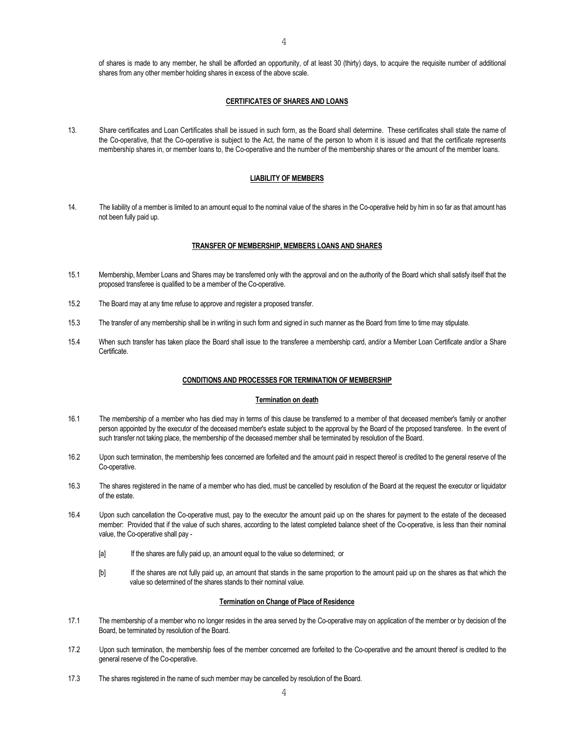of shares is made to any member, he shall be afforded an opportunity, of at least 30 (thirty) days, to acquire the requisite number of additional shares from any other member holding shares in excess of the above scale.

## CERTIFICATES OF SHARES AND LOANS

13. Share certificates and Loan Certificates shall be issued in such form, as the Board shall determine. These certificates shall state the name of the Co-operative, that the Co-operative is subject to the Act, the name of the person to whom it is issued and that the certificate represents membership shares in, or member loans to, the Co-operative and the number of the membership shares or the amount of the member loans.

## LIABILITY OF MEMBERS

14. The liability of a member is limited to an amount equal to the nominal value of the shares in the Co-operative held by him in so far as that amount has not been fully paid up.

## TRANSFER OF MEMBERSHIP, MEMBERS LOANS AND SHARES

15.1 Membership, Member Loans and Shares may be transferred only with the approval and on the authority of the Board which shall satisfy itself that the proposed transferee is qualified to be a member of the Co-operative.

15.2 The Board may at any time refuse to approve and register a proposed transfer.

15.3 The transfer of any membership shall be in writing in such form and signed in such manner as the Board from time to time may stipulate.

15.4 When such transfer has taken place the Board shall issue to the transferee a membership card, and/or a Member Loan Certificate and/or a Share Certificate.

## CONDITIONS AND PROCESSES FOR TERMINATION OF MEMBERSHIP

### Termination on death

16.1 The membership of a member who has died may in terms of this clause be transferred to a member of that deceased member's family or another person appointed by the executor of the deceased member's estate subject to the approval by the Board of the proposed transferee. In the event of such transfer not taking place, the membership of the deceased member shall be terminated by resolution of the Board.

16.2 Upon such termination, the membership fees concerned are forfeited and the amount paid in respect thereof is credited to the general reserve of the Co-operative.

16.3 The shares registered in the name of a member who has died, must be cancelled by resolution of the Board at the request the executor or liquidator of the estate.

16.4 Upon such cancellation the Co-operative must, pay to the executor the amount paid up on the shares for payment to the estate of the deceased member: Provided that if the value of such shares, according to the latest completed balance sheet of the Co-operative, is less than their nominal value, the Co-operative shall pay -

[a] If the shares are fully paid up, an amount equal to the value so determined; or

[b] If the shares are not fully paid up, an amount that stands in the same proportion to the amount paid up on the shares as that which the value so determined of the shares stands to their nominal value.

### Termination on Change of Place of Residence

17.1 The membership of a member who no longer resides in the area served by the Co-operative may on application of the member or by decision of the Board, be terminated by resolution of the Board.

17.2 Upon such termination, the membership fees of the member concerned are forfeited to the Co-operative and the amount thereof is credited to the general reserve of the Co-operative.

17.3 The shares registered in the name of such member may be cancelled by resolution of the Board.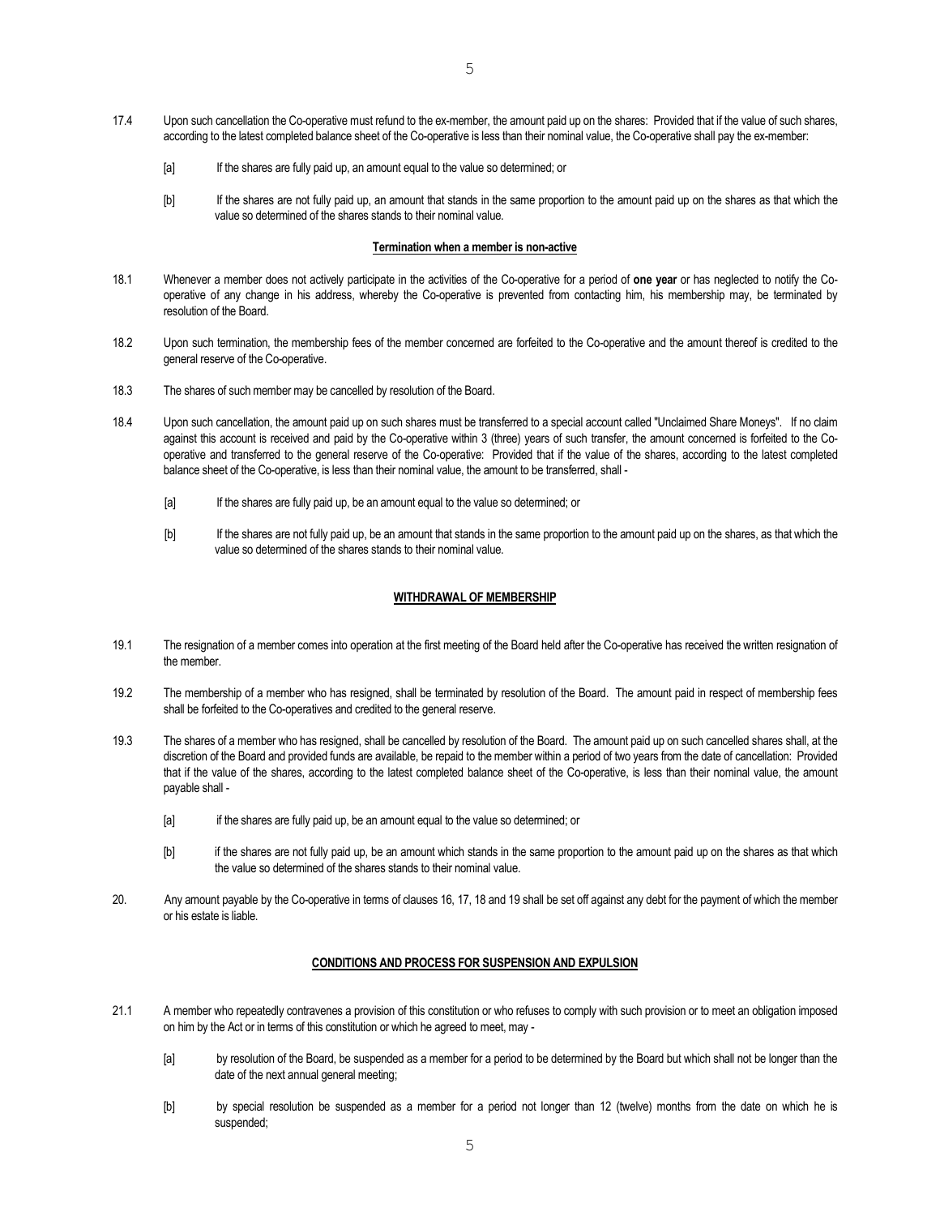17.4 Upon such cancellation the Co-operative must refund to the ex-member, the amount paid up on the shares: Provided that if the value of such shares, according to the latest completed balance sheet of the Co-operative is less than their nominal value, the Co-operative shall pay the ex-member:

[a] If the shares are fully paid up, an amount equal to the value so determined; or

[b] If the shares are not fully paid up, an amount that stands in the same proportion to the amount paid up on the shares as that which the value so determined of the shares stands to their nominal value.

**Termination when a member is non-active**

18.1 Whenever a member does not actively participate in the activities of the Co-operative for a period of **one year** or has neglected to notify the Co-operative of any change in his address, whereby the Co-operative is prevented from contacting him, his membership may, be terminated by resolution of the Board.

18.2 Upon such termination, the membership fees of the member concerned are forfeited to the Co-operative and the amount thereof is credited to the general reserve of the Co-operative.

18.3 The shares of such member may be cancelled by resolution of the Board.

18.4 Upon such cancellation, the amount paid up on such shares must be transferred to a special account called "Unclaimed Share Moneys". If no claim against this account is received and paid by the Co-operative within 3 (three) years of such transfer, the amount concerned is forfeited to the Co-operative and transferred to the general reserve of the Co-operative: Provided that if the value of the shares, according to the latest completed balance sheet of the Co-operative, is less than their nominal value, the amount to be transferred, shall -

[a] If the shares are fully paid up, be an amount equal to the value so determined; or

[b] If the shares are not fully paid up, be an amount that stands in the same proportion to the amount paid up on the shares, as that which the value so determined of the shares stands to their nominal value.

**WITHDRAWAL OF MEMBERSHIP**

19.1 The resignation of a member comes into operation at the first meeting of the Board held after the Co-operative has received the written resignation of the member.

19.2 The membership of a member who has resigned, shall be terminated by resolution of the Board. The amount paid in respect of membership fees shall be forfeited to the Co-operatives and credited to the general reserve.

19.3 The shares of a member who has resigned, shall be cancelled by resolution of the Board. The amount paid up on such cancelled shares shall, at the discretion of the Board and provided funds are available, be repaid to the member within a period of two years from the date of cancellation: Provided that if the value of the shares, according to the latest completed balance sheet of the Co-operative, is less than their nominal value, the amount payable shall -

[a] if the shares are fully paid up, be an amount equal to the value so determined; or

[b] if the shares are not fully paid up, be an amount which stands in the same proportion to the amount paid up on the shares as that which the value so determined of the shares stands to their nominal value.

20. Any amount payable by the Co-operative in terms of clauses 16, 17, 18 and 19 shall be set off against any debt for the payment of which the member or his estate is liable.

**CONDITIONS AND PROCESS FOR SUSPENSION AND EXPULSION**

21.1 A member who repeatedly contravenes a provision of this constitution or who refuses to comply with such provision or to meet an obligation imposed on him by the Act or in terms of this constitution or which he agreed to meet, may -

[a] by resolution of the Board, be suspended as a member for a period to be determined by the Board but which shall not be longer than the date of the next annual general meeting;

[b] by special resolution be suspended as a member for a period not longer than 12 (twelve) months from the date on which he is suspended;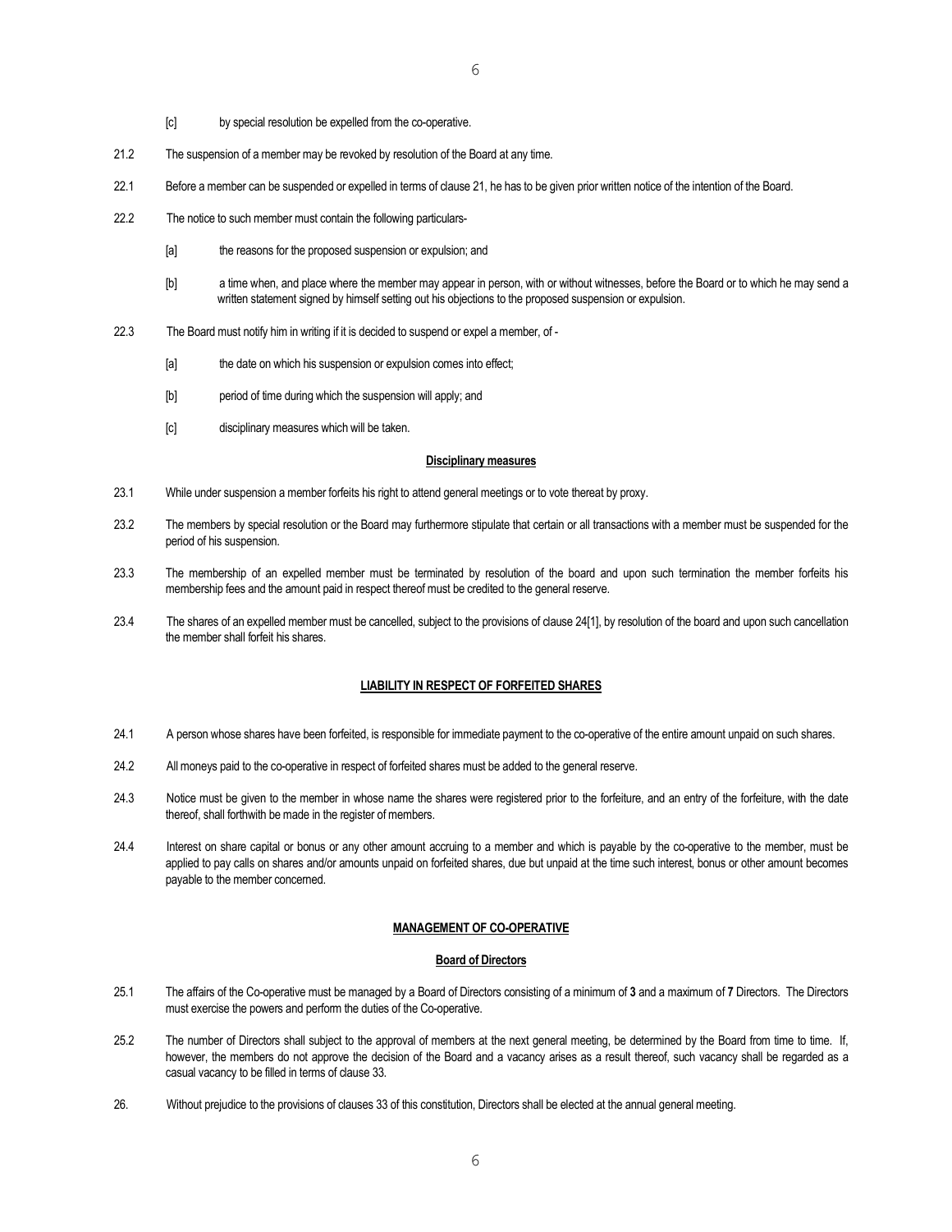[c] by special resolution be expelled from the co-operative.

21.2 The suspension of a member may be revoked by resolution of the Board at any time.

22.1 Before a member can be suspended or expelled in terms of clause 21, he has to be given prior written notice of the intention of the Board.

22.2 The notice to such member must contain the following particulars-

[a] the reasons for the proposed suspension or expulsion; and

[b] a time when, and place where the member may appear in person, with or without witnesses, before the Board or to which he may send a written statement signed by himself setting out his objections to the proposed suspension or expulsion.

22.3 The Board must notify him in writing if it is decided to suspend or expel a member, of -

[a] the date on which his suspension or expulsion comes into effect;

[b] period of time during which the suspension will apply; and

[c] disciplinary measures which will be taken.

**Disciplinary measures**

23.1 While under suspension a member forfeits his right to attend general meetings or to vote thereat by proxy.

23.2 The members by special resolution or the Board may furthermore stipulate that certain or all transactions with a member must be suspended for the period of his suspension.

23.3 The membership of an expelled member must be terminated by resolution of the board and upon such termination the member forfeits his membership fees and the amount paid in respect thereof must be credited to the general reserve.

23.4 The shares of an expelled member must be cancelled, subject to the provisions of clause 24[1], by resolution of the board and upon such cancellation the member shall forfeit his shares.

## LIABILITY IN RESPECT OF FORFEITED SHARES

24.1 A person whose shares have been forfeited, is responsible for immediate payment to the co-operative of the entire amount unpaid on such shares.

24.2 All moneys paid to the co-operative in respect of forfeited shares must be added to the general reserve.

24.3 Notice must be given to the member in whose name the shares were registered prior to the forfeiture, and an entry of the forfeiture, with the date thereof, shall forthwith be made in the register of members.

24.4 Interest on share capital or bonus or any other amount accruing to a member and which is payable by the co-operative to the member, must be applied to pay calls on shares and/or amounts unpaid on forfeited shares, due but unpaid at the time such interest, bonus or other amount becomes payable to the member concerned.

## MANAGEMENT OF CO-OPERATIVE

**Board of Directors**

25.1 The affairs of the Co-operative must be managed by a Board of Directors consisting of a minimum of **3** and a maximum of **7** Directors. The Directors must exercise the powers and perform the duties of the Co-operative.

25.2 The number of Directors shall subject to the approval of members at the next general meeting, be determined by the Board from time to time. If, however, the members do not approve the decision of the Board and a vacancy arises as a result thereof, such vacancy shall be regarded as a casual vacancy to be filled in terms of clause 33.

26. Without prejudice to the provisions of clauses 33 of this constitution, Directors shall be elected at the annual general meeting.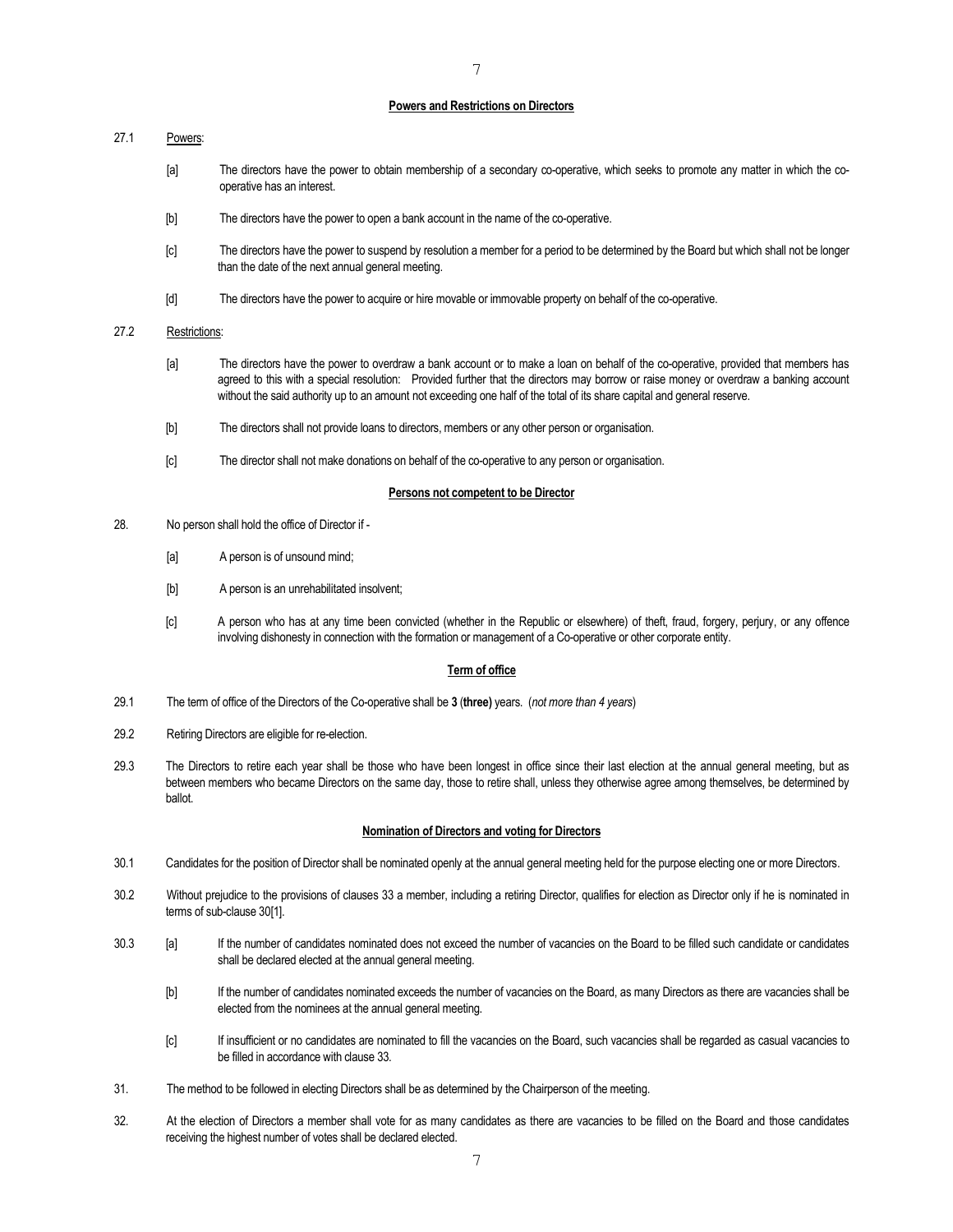**Powers and Restrictions on Directors**

27.1 Powers:

[a] The directors have the power to obtain membership of a secondary co-operative, which seeks to promote any matter in which the co-operative has an interest.

[b] The directors have the power to open a bank account in the name of the co-operative.

[c] The directors have the power to suspend by resolution a member for a period to be determined by the Board but which shall not be longer than the date of the next annual general meeting.

[d] The directors have the power to acquire or hire movable or immovable property on behalf of the co-operative.

27.2 Restrictions:

[a] The directors have the power to overdraw a bank account or to make a loan on behalf of the co-operative, provided that members has agreed to this with a special resolution: Provided further that the directors may borrow or raise money or overdraw a banking account without the said authority up to an amount not exceeding one half of the total of its share capital and general reserve.

[b] The directors shall not provide loans to directors, members or any other person or organisation.

[c] The director shall not make donations on behalf of the co-operative to any person or organisation.

**Persons not competent to be Director**

28. No person shall hold the office of Director if -

[a] A person is of unsound mind;

[b] A person is an unrehabilitated insolvent;

[c] A person who has at any time been convicted (whether in the Republic or elsewhere) of theft, fraud, forgery, perjury, or any offence involving dishonesty in connection with the formation or management of a Co-operative or other corporate entity.

**Term of office**

29.1 The term of office of the Directors of the Co-operative shall be **3** (**three)** years. (*not more than 4 years*)

29.2 Retiring Directors are eligible for re-election.

29.3 The Directors to retire each year shall be those who have been longest in office since their last election at the annual general meeting, but as between members who became Directors on the same day, those to retire shall, unless they otherwise agree among themselves, be determined by ballot.

**Nomination of Directors and voting for Directors**

30.1 Candidates for the position of Director shall be nominated openly at the annual general meeting held for the purpose electing one or more Directors.

30.2 Without prejudice to the provisions of clauses 33 a member, including a retiring Director, qualifies for election as Director only if he is nominated in terms of sub-clause 30[1].

30.3 [a] If the number of candidates nominated does not exceed the number of vacancies on the Board to be filled such candidate or candidates shall be declared elected at the annual general meeting.

[b] If the number of candidates nominated exceeds the number of vacancies on the Board, as many Directors as there are vacancies shall be elected from the nominees at the annual general meeting.

[c] If insufficient or no candidates are nominated to fill the vacancies on the Board, such vacancies shall be regarded as casual vacancies to be filled in accordance with clause 33.

31. The method to be followed in electing Directors shall be as determined by the Chairperson of the meeting.

32. At the election of Directors a member shall vote for as many candidates as there are vacancies to be filled on the Board and those candidates receiving the highest number of votes shall be declared elected.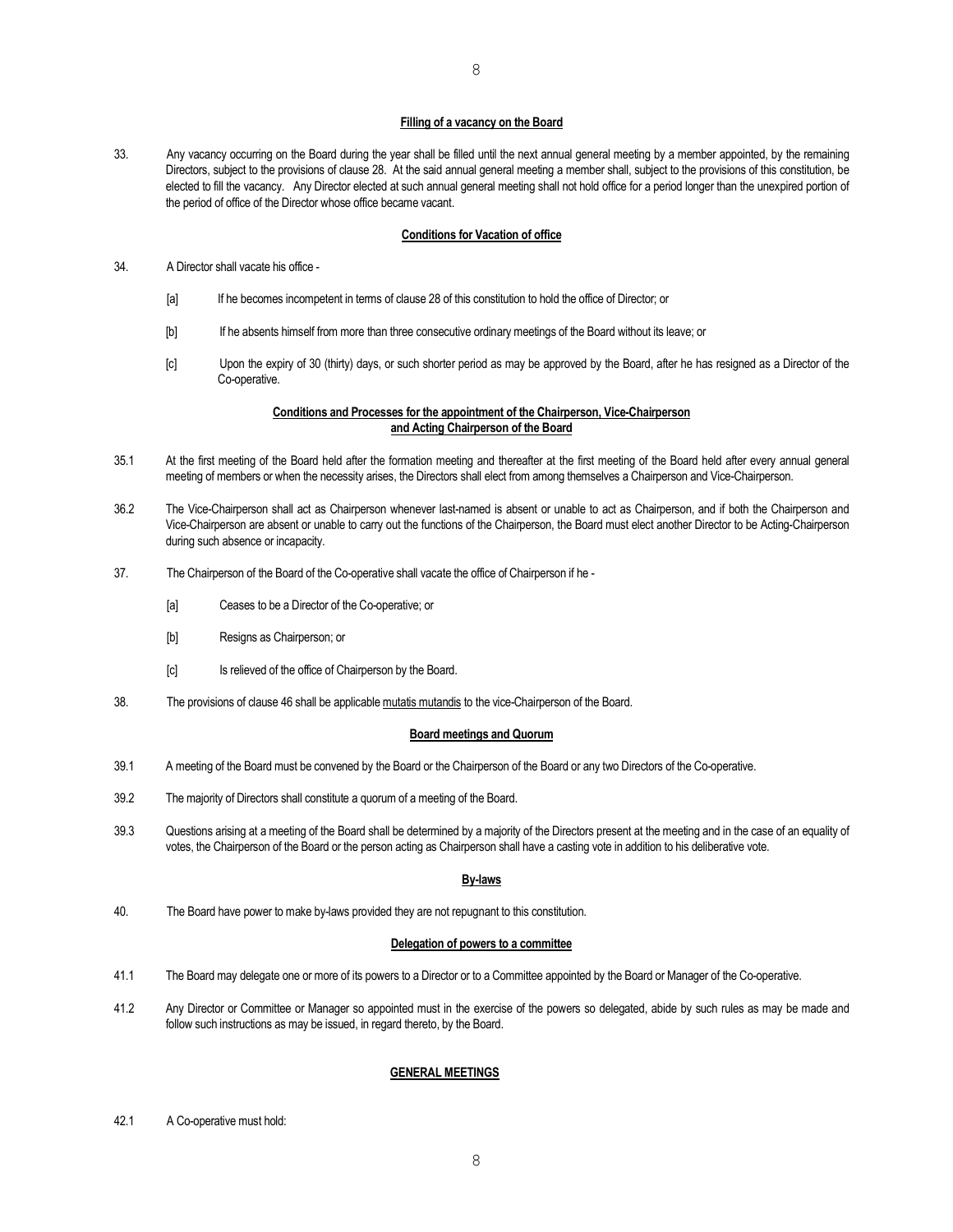**Filling of a vacancy on the Board**

33. Any vacancy occurring on the Board during the year shall be filled until the next annual general meeting by a member appointed, by the remaining Directors, subject to the provisions of clause 28. At the said annual general meeting a member shall, subject to the provisions of this constitution, be elected to fill the vacancy. Any Director elected at such annual general meeting shall not hold office for a period longer than the unexpired portion of the period of office of the Director whose office became vacant.

**Conditions for Vacation of office**

34. A Director shall vacate his office -

    [a] If he becomes incompetent in terms of clause 28 of this constitution to hold the office of Director; or

    [b] If he absents himself from more than three consecutive ordinary meetings of the Board without its leave; or

    [c] Upon the expiry of 30 (thirty) days, or such shorter period as may be approved by the Board, after he has resigned as a Director of the Co-operative.

**Conditions and Processes for the appointment of the Chairperson, Vice-Chairperson and Acting Chairperson of the Board**

35.1 At the first meeting of the Board held after the formation meeting and thereafter at the first meeting of the Board held after every annual general meeting of members or when the necessity arises, the Directors shall elect from among themselves a Chairperson and Vice-Chairperson.

36.2 The Vice-Chairperson shall act as Chairperson whenever last-named is absent or unable to act as Chairperson, and if both the Chairperson and Vice-Chairperson are absent or unable to carry out the functions of the Chairperson, the Board must elect another Director to be Acting-Chairperson during such absence or incapacity.

37. The Chairperson of the Board of the Co-operative shall vacate the office of Chairperson if he -

    [a] Ceases to be a Director of the Co-operative; or

    [b] Resigns as Chairperson; or

    [c] Is relieved of the office of Chairperson by the Board.

38. The provisions of clause 46 shall be applicable <u>mutatis mutandis</u> to the vice-Chairperson of the Board.

**Board meetings and Quorum**

39.1 A meeting of the Board must be convened by the Board or the Chairperson of the Board or any two Directors of the Co-operative.

39.2 The majority of Directors shall constitute a quorum of a meeting of the Board.

39.3 Questions arising at a meeting of the Board shall be determined by a majority of the Directors present at the meeting and in the case of an equality of votes, the Chairperson of the Board or the person acting as Chairperson shall have a casting vote in addition to his deliberative vote.

**By-laws**

40. The Board have power to make by-laws provided they are not repugnant to this constitution.

**Delegation of powers to a committee**

41.1 The Board may delegate one or more of its powers to a Director or to a Committee appointed by the Board or Manager of the Co-operative.

41.2 Any Director or Committee or Manager so appointed must in the exercise of the powers so delegated, abide by such rules as may be made and follow such instructions as may be issued, in regard thereto, by the Board.

**GENERAL MEETINGS**

42.1 A Co-operative must hold: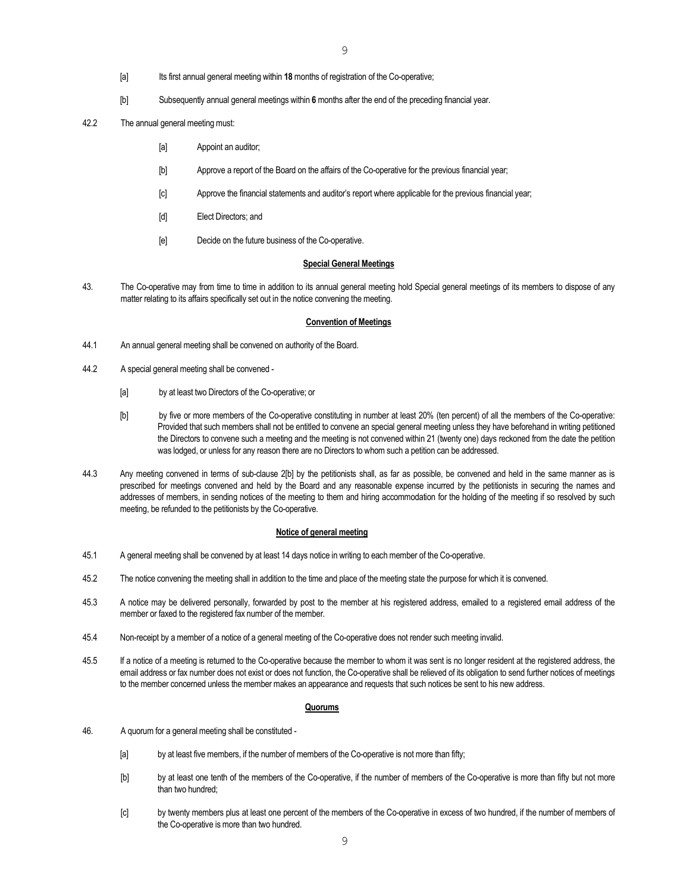[a] Its first annual general meeting within **18** months of registration of the Co-operative;

[b] Subsequently annual general meetings within **6** months after the end of the preceding financial year.

42.2 The annual general meeting must:

[a] Appoint an auditor;

[b] Approve a report of the Board on the affairs of the Co-operative for the previous financial year;

[c] Approve the financial statements and auditor's report where applicable for the previous financial year;

[d] Elect Directors; and

[e] Decide on the future business of the Co-operative.

**Special General Meetings**

43. The Co-operative may from time to time in addition to its annual general meeting hold Special general meetings of its members to dispose of any matter relating to its affairs specifically set out in the notice convening the meeting.

**Convention of Meetings**

44.1 An annual general meeting shall be convened on authority of the Board.

44.2 A special general meeting shall be convened -

[a] by at least two Directors of the Co-operative; or

[b] by five or more members of the Co-operative constituting in number at least 20% (ten percent) of all the members of the Co-operative: Provided that such members shall not be entitled to convene an special general meeting unless they have beforehand in writing petitioned the Directors to convene such a meeting and the meeting is not convened within 21 (twenty one) days reckoned from the date the petition was lodged, or unless for any reason there are no Directors to whom such a petition can be addressed.

44.3 Any meeting convened in terms of sub-clause 2[b] by the petitionists shall, as far as possible, be convened and held in the same manner as is prescribed for meetings convened and held by the Board and any reasonable expense incurred by the petitionists in securing the names and addresses of members, in sending notices of the meeting to them and hiring accommodation for the holding of the meeting if so resolved by such meeting, be refunded to the petitionists by the Co-operative.

**Notice of general meeting**

45.1 A general meeting shall be convened by at least 14 days notice in writing to each member of the Co-operative.

45.2 The notice convening the meeting shall in addition to the time and place of the meeting state the purpose for which it is convened.

45.3 A notice may be delivered personally, forwarded by post to the member at his registered address, emailed to a registered email address of the member or faxed to the registered fax number of the member.

45.4 Non-receipt by a member of a notice of a general meeting of the Co-operative does not render such meeting invalid.

45.5 If a notice of a meeting is returned to the Co-operative because the member to whom it was sent is no longer resident at the registered address, the email address or fax number does not exist or does not function, the Co-operative shall be relieved of its obligation to send further notices of meetings to the member concerned unless the member makes an appearance and requests that such notices be sent to his new address.

**Quorums**

46. A quorum for a general meeting shall be constituted -

[a] by at least five members, if the number of members of the Co-operative is not more than fifty;

[b] by at least one tenth of the members of the Co-operative, if the number of members of the Co-operative is more than fifty but not more than two hundred;

[c] by twenty members plus at least one percent of the members of the Co-operative in excess of two hundred, if the number of members of the Co-operative is more than two hundred.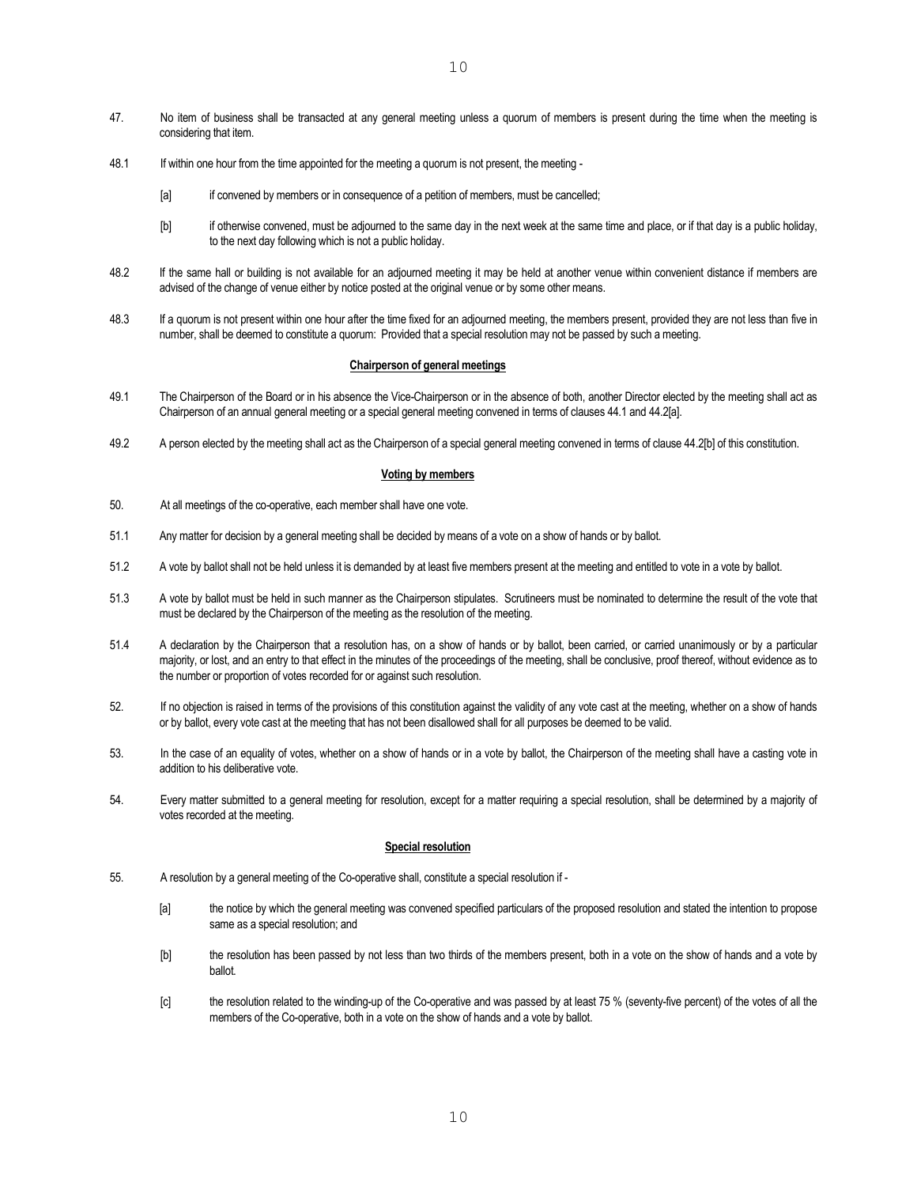47. No item of business shall be transacted at any general meeting unless a quorum of members is present during the time when the meeting is considering that item.

48.1 If within one hour from the time appointed for the meeting a quorum is not present, the meeting -

[a] if convened by members or in consequence of a petition of members, must be cancelled;

[b] if otherwise convened, must be adjourned to the same day in the next week at the same time and place, or if that day is a public holiday, to the next day following which is not a public holiday.

48.2 If the same hall or building is not available for an adjourned meeting it may be held at another venue within convenient distance if members are advised of the change of venue either by notice posted at the original venue or by some other means.

48.3 If a quorum is not present within one hour after the time fixed for an adjourned meeting, the members present, provided they are not less than five in number, shall be deemed to constitute a quorum: Provided that a special resolution may not be passed by such a meeting.

**Chairperson of general meetings**

49.1 The Chairperson of the Board or in his absence the Vice-Chairperson or in the absence of both, another Director elected by the meeting shall act as Chairperson of an annual general meeting or a special general meeting convened in terms of clauses 44.1 and 44.2[a].

49.2 A person elected by the meeting shall act as the Chairperson of a special general meeting convened in terms of clause 44.2[b] of this constitution.

**Voting by members**

50. At all meetings of the co-operative, each member shall have one vote.

51.1 Any matter for decision by a general meeting shall be decided by means of a vote on a show of hands or by ballot.

51.2 A vote by ballot shall not be held unless it is demanded by at least five members present at the meeting and entitled to vote in a vote by ballot.

51.3 A vote by ballot must be held in such manner as the Chairperson stipulates. Scrutineers must be nominated to determine the result of the vote that must be declared by the Chairperson of the meeting as the resolution of the meeting.

51.4 A declaration by the Chairperson that a resolution has, on a show of hands or by ballot, been carried, or carried unanimously or by a particular majority, or lost, and an entry to that effect in the minutes of the proceedings of the meeting, shall be conclusive, proof thereof, without evidence as to the number or proportion of votes recorded for or against such resolution.

52. If no objection is raised in terms of the provisions of this constitution against the validity of any vote cast at the meeting, whether on a show of hands or by ballot, every vote cast at the meeting that has not been disallowed shall for all purposes be deemed to be valid.

53. In the case of an equality of votes, whether on a show of hands or in a vote by ballot, the Chairperson of the meeting shall have a casting vote in addition to his deliberative vote.

54. Every matter submitted to a general meeting for resolution, except for a matter requiring a special resolution, shall be determined by a majority of votes recorded at the meeting.

**Special resolution**

55. A resolution by a general meeting of the Co-operative shall, constitute a special resolution if -

[a] the notice by which the general meeting was convened specified particulars of the proposed resolution and stated the intention to propose same as a special resolution; and

[b] the resolution has been passed by not less than two thirds of the members present, both in a vote on the show of hands and a vote by ballot.

[c] the resolution related to the winding-up of the Co-operative and was passed by at least 75 % (seventy-five percent) of the votes of all the members of the Co-operative, both in a vote on the show of hands and a vote by ballot.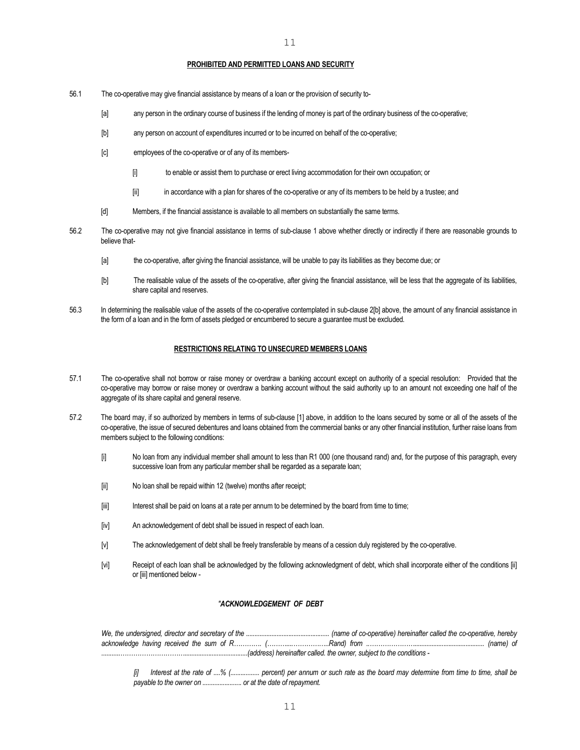**PROHIBITED AND PERMITTED LOANS AND SECURITY**

56.1 The co-operative may give financial assistance by means of a loan or the provision of security to-

[a] any person in the ordinary course of business if the lending of money is part of the ordinary business of the co-operative;

[b] any person on account of expenditures incurred or to be incurred on behalf of the co-operative;

[c] employees of the co-operative or of any of its members-

[i] to enable or assist them to purchase or erect living accommodation for their own occupation; or

[ii] in accordance with a plan for shares of the co-operative or any of its members to be held by a trustee; and

[d] Members, if the financial assistance is available to all members on substantially the same terms.

56.2 The co-operative may not give financial assistance in terms of sub-clause 1 above whether directly or indirectly if there are reasonable grounds to believe that-

[a] the co-operative, after giving the financial assistance, will be unable to pay its liabilities as they become due; or

[b] The realisable value of the assets of the co-operative, after giving the financial assistance, will be less that the aggregate of its liabilities, share capital and reserves.

56.3 In determining the realisable value of the assets of the co-operative contemplated in sub-clause 2[b] above, the amount of any financial assistance in the form of a loan and in the form of assets pledged or encumbered to secure a guarantee must be excluded.

**RESTRICTIONS RELATING TO UNSECURED MEMBERS LOANS**

57.1 The co-operative shall not borrow or raise money or overdraw a banking account except on authority of a special resolution: Provided that the co-operative may borrow or raise money or overdraw a banking account without the said authority up to an amount not exceeding one half of the aggregate of its share capital and general reserve.

57.2 The board may, if so authorized by members in terms of sub-clause [1] above, in addition to the loans secured by some or all of the assets of the co-operative, the issue of secured debentures and loans obtained from the commercial banks or any other financial institution, further raise loans from members subject to the following conditions:

[i] No loan from any individual member shall amount to less than R1 000 (one thousand rand) and, for the purpose of this paragraph, every successive loan from any particular member shall be regarded as a separate loan;

[ii] No loan shall be repaid within 12 (twelve) months after receipt;

[iii] Interest shall be paid on loans at a rate per annum to be determined by the board from time to time;

[iv] An acknowledgement of debt shall be issued in respect of each loan.

[v] The acknowledgement of debt shall be freely transferable by means of a cession duly registered by the co-operative.

[vi] Receipt of each loan shall be acknowledged by the following acknowledgment of debt, which shall incorporate either of the conditions [ii] or [iii] mentioned below -

*"ACKNOWLEDGEMENT OF DEBT*

*We, the undersigned, director and secretary of the ................................................ (name of co-operative) hereinafter called the co-operative, hereby acknowledge having received the sum of R………… (……....……………..Rand) from ..…………………......................................... (name) of ..........………………………......................................(address) hereinafter called. the owner, subject to the conditions -*

*[i] Interest at the rate of ....% (................ percent) per annum or such rate as the board may determine from time to time, shall be payable to the owner on ...................... or at the date of repayment.*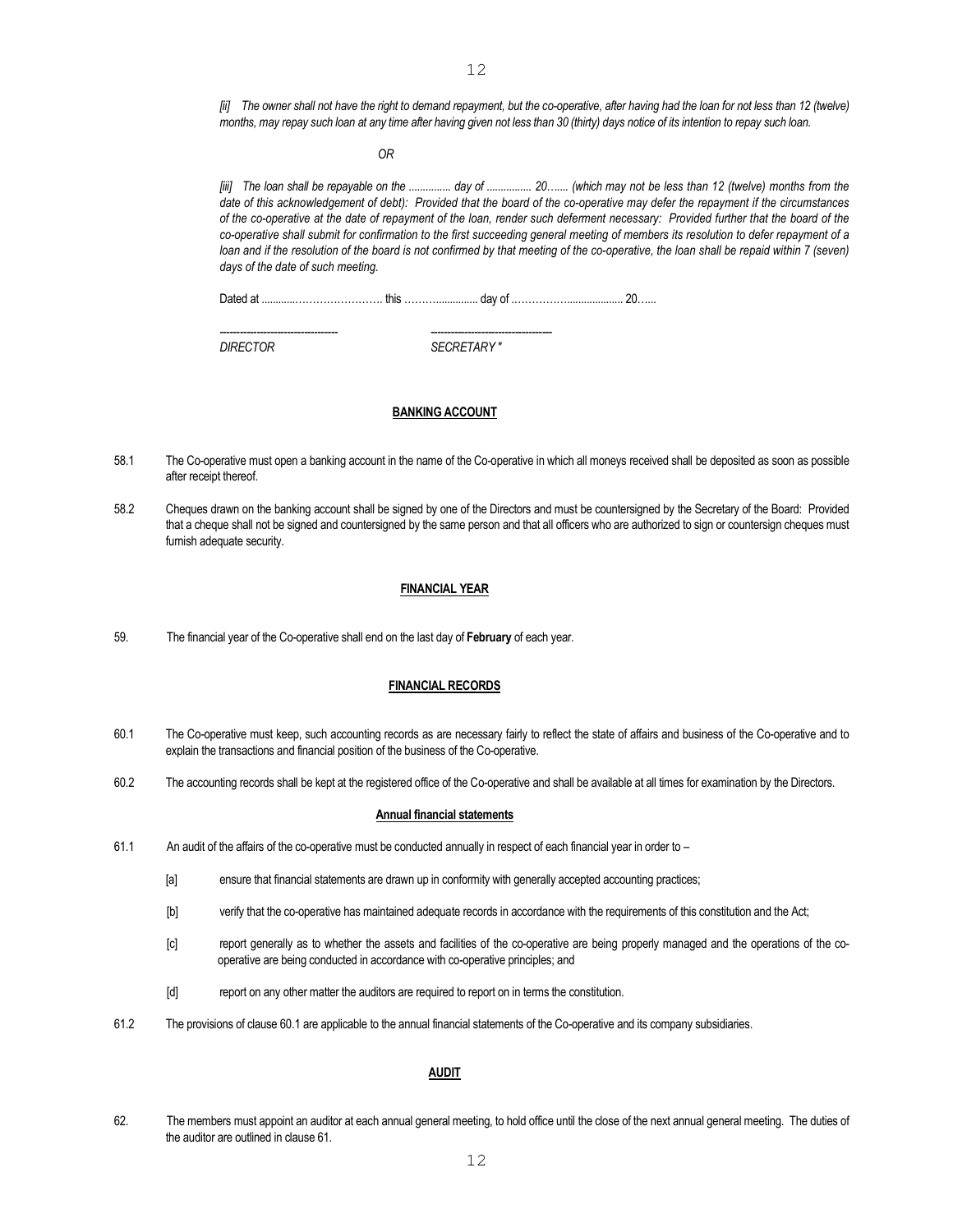*[ii] The owner shall not have the right to demand repayment, but the co-operative, after having had the loan for not less than 12 (twelve) months, may repay such loan at any time after having given not less than 30 (thirty) days notice of its intention to repay such loan.*

*OR*

*[iii] The loan shall be repayable on the ............... day of ................ 20…... (which may not be less than 12 (twelve) months from the date of this acknowledgement of debt): Provided that the board of the co-operative may defer the repayment if the circumstances of the co-operative at the date of repayment of the loan, render such deferment necessary: Provided further that the board of the co-operative shall submit for confirmation to the first succeeding general meeting of members its resolution to defer repayment of a loan and if the resolution of the board is not confirmed by that meeting of the co-operative, the loan shall be repaid within 7 (seven) days of the date of such meeting.*

Dated at ............……………………. this ………............... day of ……………..................... 20…...

| ------------------------------------ | ------------------------------------ |
|---|---|
| *DIRECTOR* | *SECRETARY "* |

**BANKING ACCOUNT**

58.1 The Co-operative must open a banking account in the name of the Co-operative in which all moneys received shall be deposited as soon as possible after receipt thereof.

58.2 Cheques drawn on the banking account shall be signed by one of the Directors and must be countersigned by the Secretary of the Board: Provided that a cheque shall not be signed and countersigned by the same person and that all officers who are authorized to sign or countersign cheques must furnish adequate security.

**FINANCIAL YEAR**

59. The financial year of the Co-operative shall end on the last day of **February** of each year.

**FINANCIAL RECORDS**

60.1 The Co-operative must keep, such accounting records as are necessary fairly to reflect the state of affairs and business of the Co-operative and to explain the transactions and financial position of the business of the Co-operative.

60.2 The accounting records shall be kept at the registered office of the Co-operative and shall be available at all times for examination by the Directors.

**Annual financial statements**

61.1 An audit of the affairs of the co-operative must be conducted annually in respect of each financial year in order to –

[a] ensure that financial statements are drawn up in conformity with generally accepted accounting practices;

[b] verify that the co-operative has maintained adequate records in accordance with the requirements of this constitution and the Act;

[c] report generally as to whether the assets and facilities of the co-operative are being properly managed and the operations of the co-operative are being conducted in accordance with co-operative principles; and

[d] report on any other matter the auditors are required to report on in terms the constitution.

61.2 The provisions of clause 60.1 are applicable to the annual financial statements of the Co-operative and its company subsidiaries.

**AUDIT**

62. The members must appoint an auditor at each annual general meeting, to hold office until the close of the next annual general meeting. The duties of the auditor are outlined in clause 61.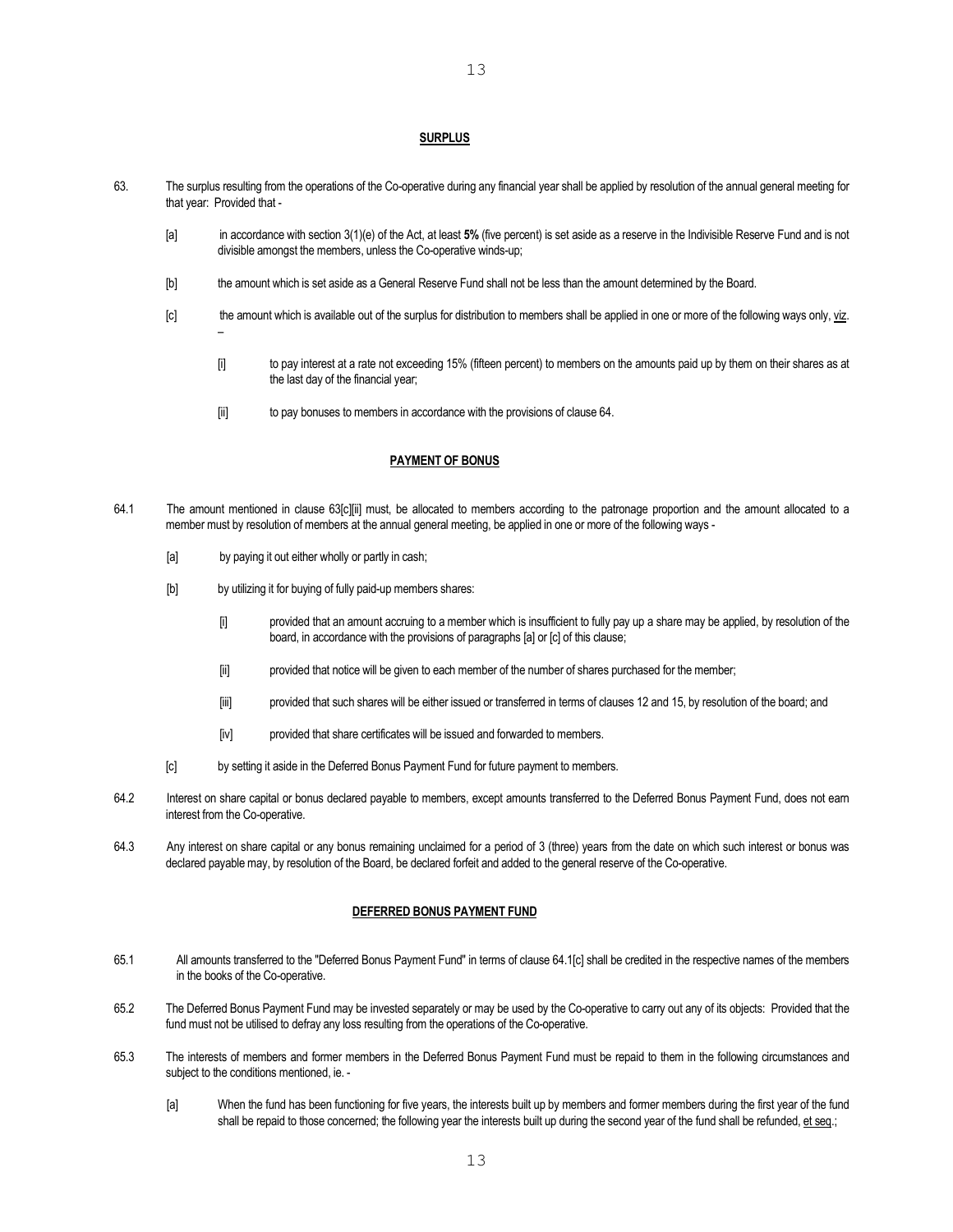## SURPLUS

63. The surplus resulting from the operations of the Co-operative during any financial year shall be applied by resolution of the annual general meeting for that year: Provided that -

   [a] in accordance with section 3(1)(e) of the Act, at least **5%** (five percent) is set aside as a reserve in the Indivisible Reserve Fund and is not divisible amongst the members, unless the Co-operative winds-up;

   [b] the amount which is set aside as a General Reserve Fund shall not be less than the amount determined by the Board.

   [c] the amount which is available out of the surplus for distribution to members shall be applied in one or more of the following ways only, viz. –

      [i] to pay interest at a rate not exceeding 15% (fifteen percent) to members on the amounts paid up by them on their shares as at the last day of the financial year;

      [ii] to pay bonuses to members in accordance with the provisions of clause 64.

## PAYMENT OF BONUS

64.1 The amount mentioned in clause 63[c][ii] must, be allocated to members according to the patronage proportion and the amount allocated to a member must by resolution of members at the annual general meeting, be applied in one or more of the following ways -

   [a] by paying it out either wholly or partly in cash;

   [b] by utilizing it for buying of fully paid-up members shares:

      [i] provided that an amount accruing to a member which is insufficient to fully pay up a share may be applied, by resolution of the board, in accordance with the provisions of paragraphs [a] or [c] of this clause;

      [ii] provided that notice will be given to each member of the number of shares purchased for the member;

      [iii] provided that such shares will be either issued or transferred in terms of clauses 12 and 15, by resolution of the board; and

      [iv] provided that share certificates will be issued and forwarded to members.

   [c] by setting it aside in the Deferred Bonus Payment Fund for future payment to members.

64.2 Interest on share capital or bonus declared payable to members, except amounts transferred to the Deferred Bonus Payment Fund, does not earn interest from the Co-operative.

64.3 Any interest on share capital or any bonus remaining unclaimed for a period of 3 (three) years from the date on which such interest or bonus was declared payable may, by resolution of the Board, be declared forfeit and added to the general reserve of the Co-operative.

## DEFERRED BONUS PAYMENT FUND

65.1 All amounts transferred to the "Deferred Bonus Payment Fund" in terms of clause 64.1[c] shall be credited in the respective names of the members in the books of the Co-operative.

65.2 The Deferred Bonus Payment Fund may be invested separately or may be used by the Co-operative to carry out any of its objects: Provided that the fund must not be utilised to defray any loss resulting from the operations of the Co-operative.

65.3 The interests of members and former members in the Deferred Bonus Payment Fund must be repaid to them in the following circumstances and subject to the conditions mentioned, ie. -

   [a] When the fund has been functioning for five years, the interests built up by members and former members during the first year of the fund shall be repaid to those concerned; the following year the interests built up during the second year of the fund shall be refunded, et seq.;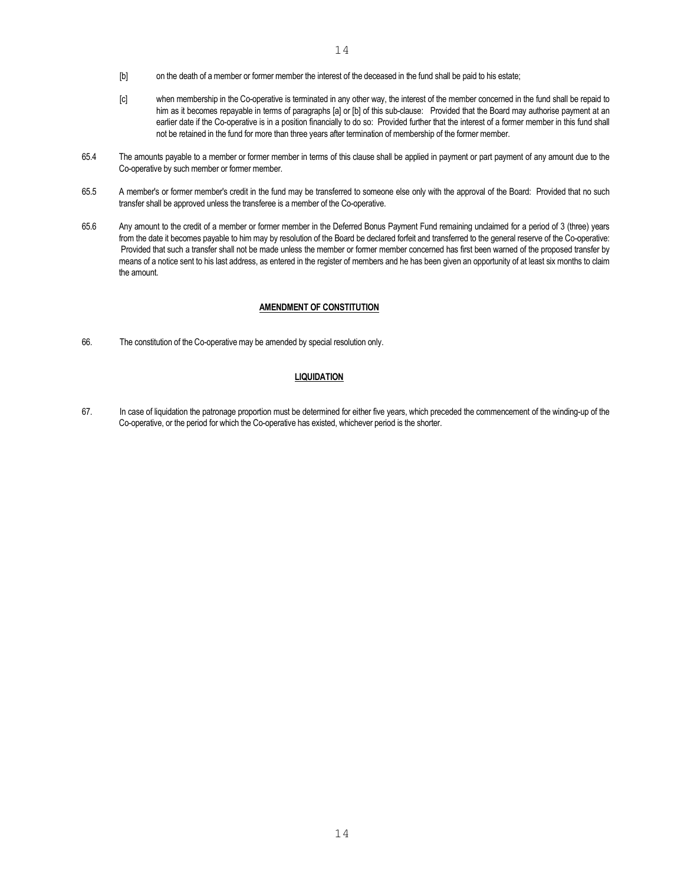[b] on the death of a member or former member the interest of the deceased in the fund shall be paid to his estate;

[c] when membership in the Co-operative is terminated in any other way, the interest of the member concerned in the fund shall be repaid to him as it becomes repayable in terms of paragraphs [a] or [b] of this sub-clause: Provided that the Board may authorise payment at an earlier date if the Co-operative is in a position financially to do so: Provided further that the interest of a former member in this fund shall not be retained in the fund for more than three years after termination of membership of the former member.

65.4 The amounts payable to a member or former member in terms of this clause shall be applied in payment or part payment of any amount due to the Co-operative by such member or former member.

65.5 A member's or former member's credit in the fund may be transferred to someone else only with the approval of the Board: Provided that no such transfer shall be approved unless the transferee is a member of the Co-operative.

65.6 Any amount to the credit of a member or former member in the Deferred Bonus Payment Fund remaining unclaimed for a period of 3 (three) years from the date it becomes payable to him may by resolution of the Board be declared forfeit and transferred to the general reserve of the Co-operative: Provided that such a transfer shall not be made unless the member or former member concerned has first been warned of the proposed transfer by means of a notice sent to his last address, as entered in the register of members and he has been given an opportunity of at least six months to claim the amount.

## AMENDMENT OF CONSTITUTION

66. The constitution of the Co-operative may be amended by special resolution only.

## LIQUIDATION

67. In case of liquidation the patronage proportion must be determined for either five years, which preceded the commencement of the winding-up of the Co-operative, or the period for which the Co-operative has existed, whichever period is the shorter.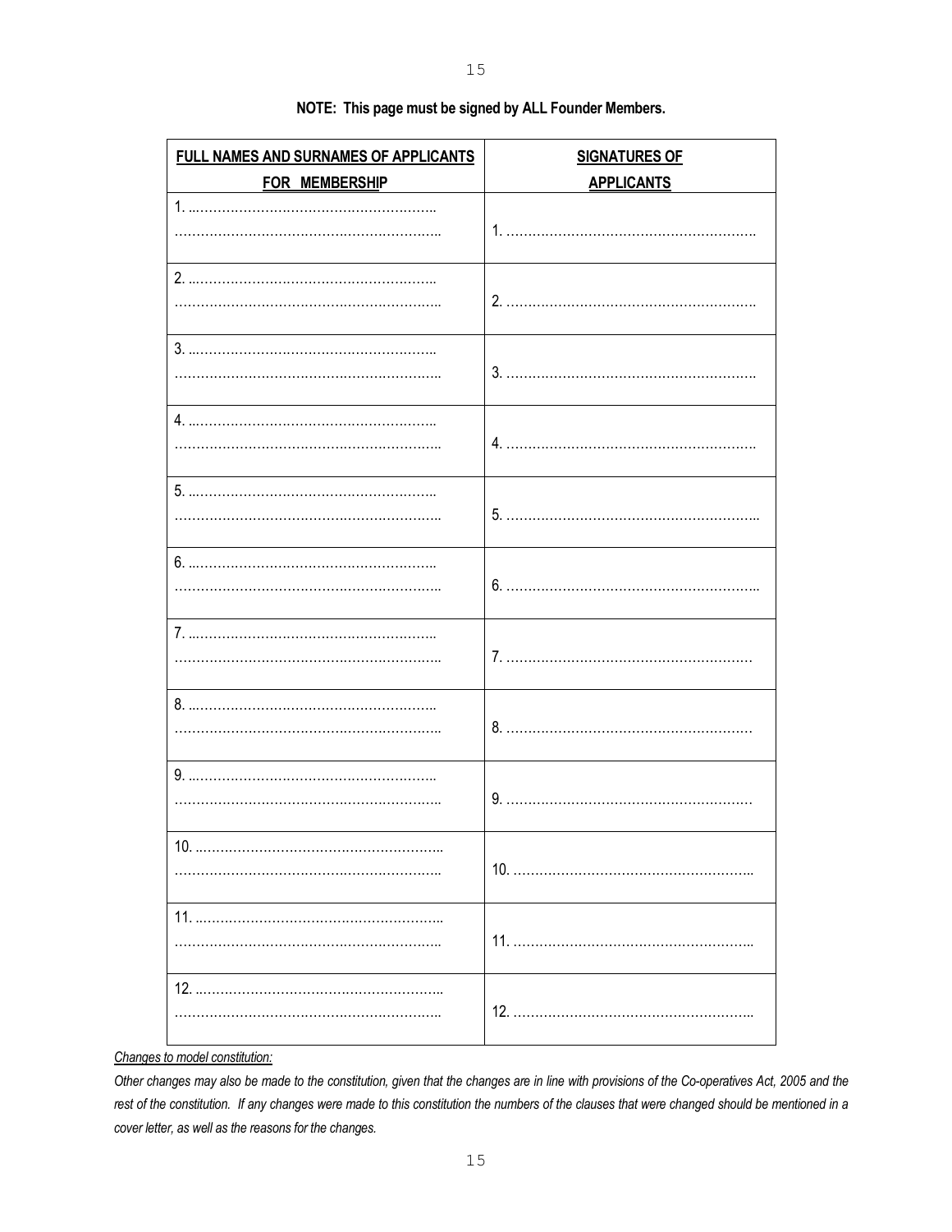**NOTE: This page must be signed by ALL Founder Members.**

| FULL NAMES AND SURNAMES OF APPLICANTS FOR MEMBERSHIP | SIGNATURES OF APPLICANTS |
| --- | --- |
| 1. …………………………………………………… ……………………………………………………… | 1. …………………………………………………… |
| 2. …………………………………………………… ……………………………………………………… | 2. …………………………………………………… |
| 3. …………………………………………………… ……………………………………………………… | 3. …………………………………………………… |
| 4. …………………………………………………… ……………………………………………………… | 4. …………………………………………………… |
| 5. …………………………………………………… ……………………………………………………… | 5. …………………………………………………… |
| 6. …………………………………………………… ……………………………………………………… | 6. …………………………………………………… |
| 7. …………………………………………………… ……………………………………………………… | 7. …………………………………………………… |
| 8. …………………………………………………… ……………………………………………………… | 8. …………………………………………………… |
| 9. …………………………………………………… ……………………………………………………… | 9. …………………………………………………… |
| 10. …………………………………………………… ……………………………………………………… | 10. …………………………………………………… |
| 11. …………………………………………………… ……………………………………………………… | 11. …………………………………………………… |
| 12. …………………………………………………… ……………………………………………………… | 12. …………………………………………………… |

*Changes to model constitution:*

*Other changes may also be made to the constitution, given that the changes are in line with provisions of the Co-operatives Act, 2005 and the rest of the constitution. If any changes were made to this constitution the numbers of the clauses that were changed should be mentioned in a cover letter, as well as the reasons for the changes.*